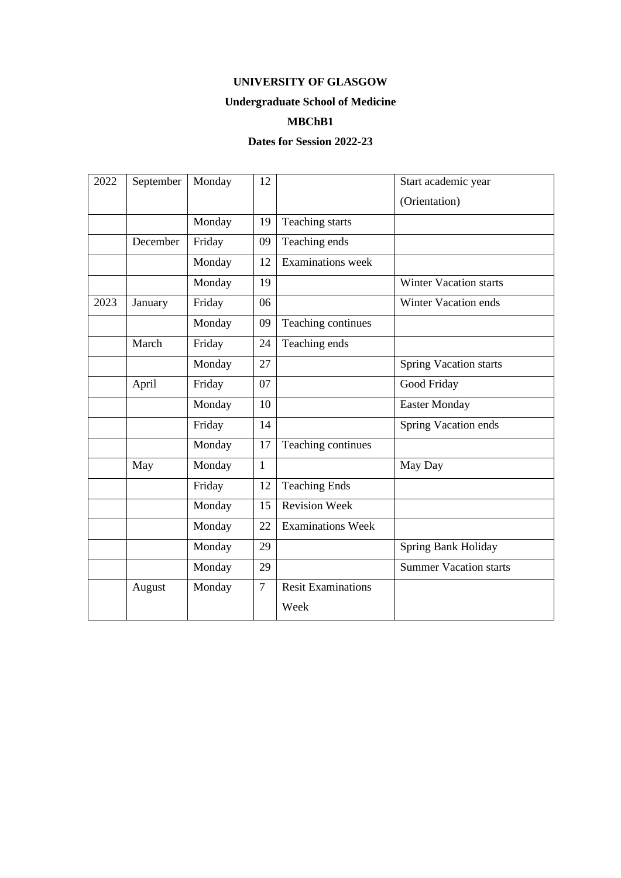**UNIVERSITY OF GLASGOW**

**Undergraduate School of Medicine**

**MBChB1**

**Dates for Session 2022-23**

| | | | | | |
|---|---|---|---|---|---|
| 2022 | September | Monday | 12 | | Start academic year (Orientation) |
| | | Monday | 19 | Teaching starts | |
| | December | Friday | 09 | Teaching ends | |
| | | Monday | 12 | Examinations week | |
| | | Monday | 19 | | Winter Vacation starts |
| 2023 | January | Friday | 06 | | Winter Vacation ends |
| | | Monday | 09 | Teaching continues | |
| | March | Friday | 24 | Teaching ends | |
| | | Monday | 27 | | Spring Vacation starts |
| | April | Friday | 07 | | Good Friday |
| | | Monday | 10 | | Easter Monday |
| | | Friday | 14 | | Spring Vacation ends |
| | | Monday | 17 | Teaching continues | |
| | May | Monday | 1 | | May Day |
| | | Friday | 12 | Teaching Ends | |
| | | Monday | 15 | Revision Week | |
| | | Monday | 22 | Examinations Week | |
| | | Monday | 29 | | Spring Bank Holiday |
| | | Monday | 29 | | Summer Vacation starts |
| | August | Monday | 7 | Resit Examinations Week | |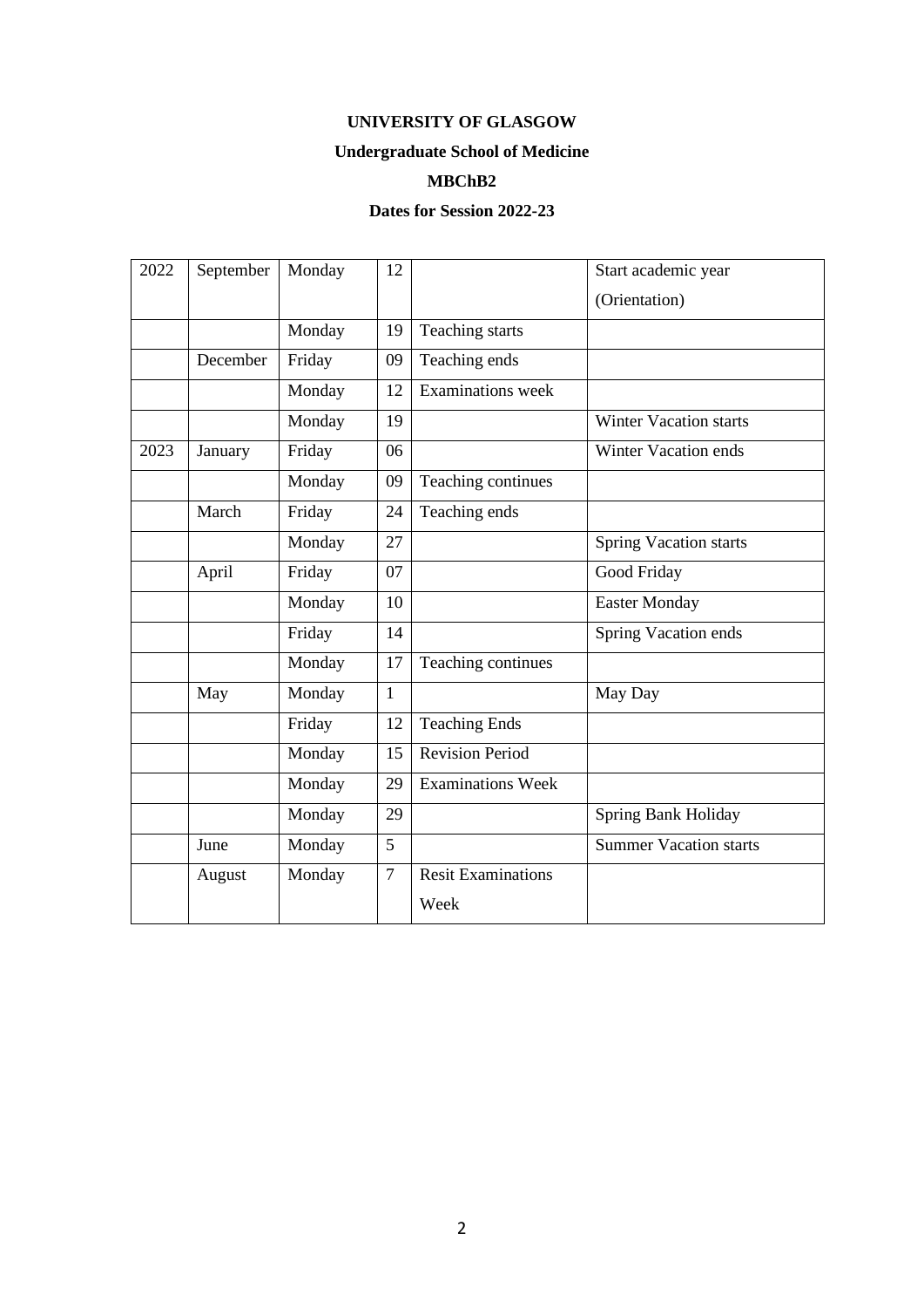**UNIVERSITY OF GLASGOW**

**Undergraduate School of Medicine**

**MBChB2**

**Dates for Session 2022-23**

| | | | | | |
|---|---|---|---|---|---|
| 2022 | September | Monday | 12 | | Start academic year (Orientation) |
| | | Monday | 19 | Teaching starts | |
| | December | Friday | 09 | Teaching ends | |
| | | Monday | 12 | Examinations week | |
| | | Monday | 19 | | Winter Vacation starts |
| 2023 | January | Friday | 06 | | Winter Vacation ends |
| | | Monday | 09 | Teaching continues | |
| | March | Friday | 24 | Teaching ends | |
| | | Monday | 27 | | Spring Vacation starts |
| | April | Friday | 07 | | Good Friday |
| | | Monday | 10 | | Easter Monday |
| | | Friday | 14 | | Spring Vacation ends |
| | | Monday | 17 | Teaching continues | |
| | May | Monday | 1 | | May Day |
| | | Friday | 12 | Teaching Ends | |
| | | Monday | 15 | Revision Period | |
| | | Monday | 29 | Examinations Week | |
| | | Monday | 29 | | Spring Bank Holiday |
| | June | Monday | 5 | | Summer Vacation starts |
| | August | Monday | 7 | Resit Examinations Week | |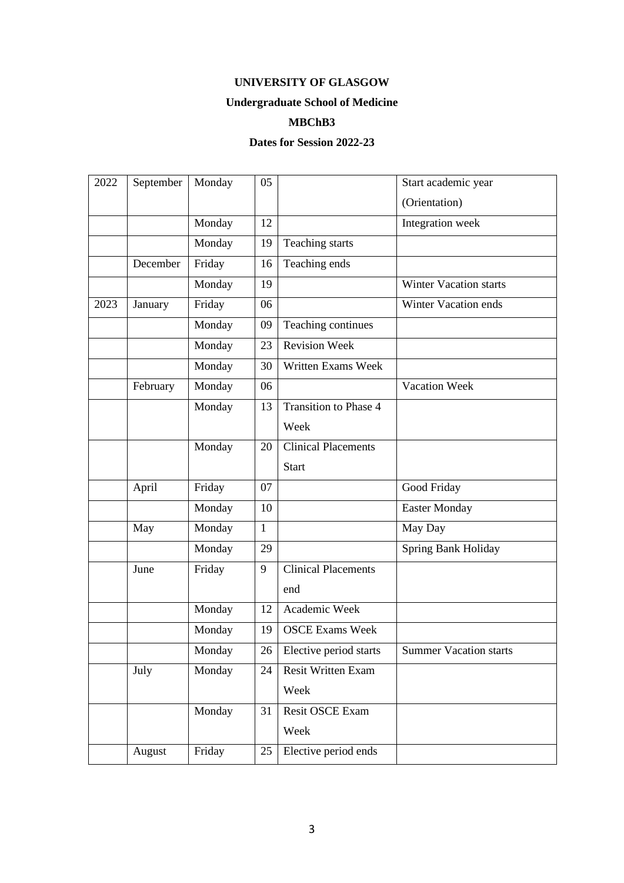**UNIVERSITY OF GLASGOW**

**Undergraduate School of Medicine**

**MBChB3**

**Dates for Session 2022-23**

| | | | | | |
|---|---|---|---|---|---|
| 2022 | September | Monday | 05 | | Start academic year (Orientation) |
| | | Monday | 12 | | Integration week |
| | | Monday | 19 | Teaching starts | |
| | December | Friday | 16 | Teaching ends | |
| | | Monday | 19 | | Winter Vacation starts |
| 2023 | January | Friday | 06 | | Winter Vacation ends |
| | | Monday | 09 | Teaching continues | |
| | | Monday | 23 | Revision Week | |
| | | Monday | 30 | Written Exams Week | |
| | February | Monday | 06 | | Vacation Week |
| | | Monday | 13 | Transition to Phase 4 Week | |
| | | Monday | 20 | Clinical Placements Start | |
| | April | Friday | 07 | | Good Friday |
| | | Monday | 10 | | Easter Monday |
| | May | Monday | 1 | | May Day |
| | | Monday | 29 | | Spring Bank Holiday |
| | June | Friday | 9 | Clinical Placements end | |
| | | Monday | 12 | Academic Week | |
| | | Monday | 19 | OSCE Exams Week | |
| | | Monday | 26 | Elective period starts | Summer Vacation starts |
| | July | Monday | 24 | Resit Written Exam Week | |
| | | Monday | 31 | Resit OSCE Exam Week | |
| | August | Friday | 25 | Elective period ends | |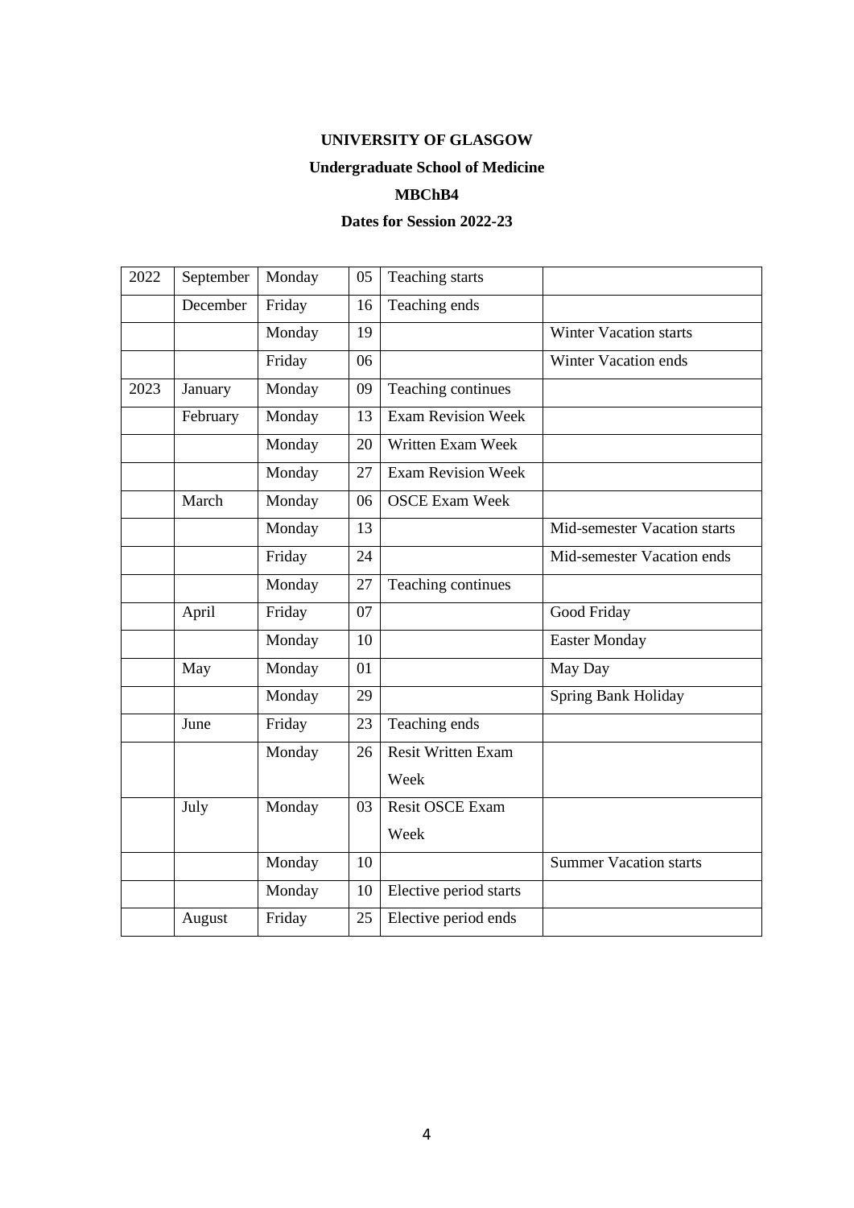**UNIVERSITY OF GLASGOW**

**Undergraduate School of Medicine**

**MBChB4**

**Dates for Session 2022-23**

| 2022 | September | Monday | 05 | Teaching starts | |
|---|---|---|---|---|---|
| | December | Friday | 16 | Teaching ends | |
| | | Monday | 19 | | Winter Vacation starts |
| | | Friday | 06 | | Winter Vacation ends |
| 2023 | January | Monday | 09 | Teaching continues | |
| | February | Monday | 13 | Exam Revision Week | |
| | | Monday | 20 | Written Exam Week | |
| | | Monday | 27 | Exam Revision Week | |
| | March | Monday | 06 | OSCE Exam Week | |
| | | Monday | 13 | | Mid-semester Vacation starts |
| | | Friday | 24 | | Mid-semester Vacation ends |
| | | Monday | 27 | Teaching continues | |
| | April | Friday | 07 | | Good Friday |
| | | Monday | 10 | | Easter Monday |
| | May | Monday | 01 | | May Day |
| | | Monday | 29 | | Spring Bank Holiday |
| | June | Friday | 23 | Teaching ends | |
| | | Monday | 26 | Resit Written Exam Week | |
| | July | Monday | 03 | Resit OSCE Exam Week | |
| | | Monday | 10 | | Summer Vacation starts |
| | | Monday | 10 | Elective period starts | |
| | August | Friday | 25 | Elective period ends | |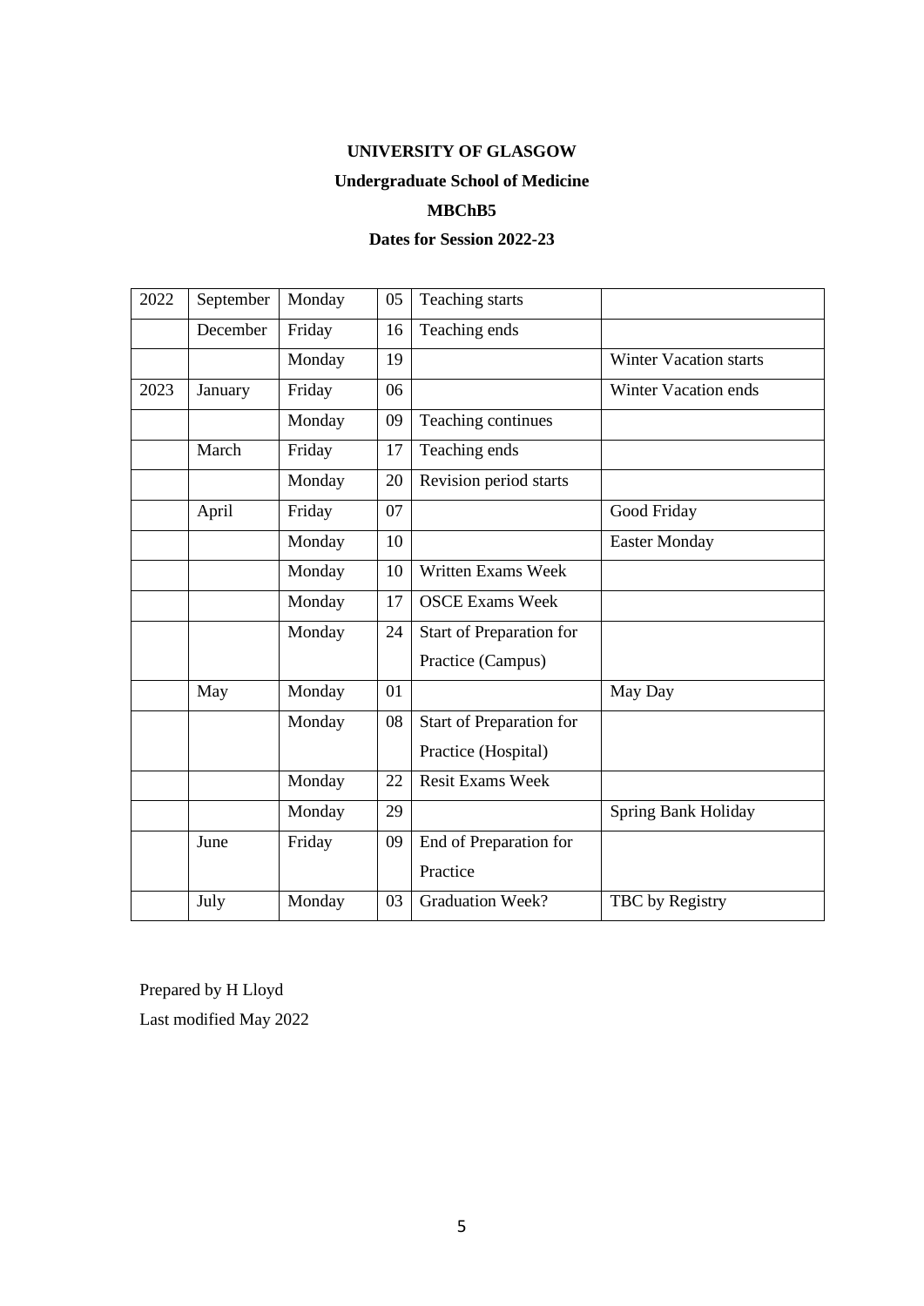**UNIVERSITY OF GLASGOW**

**Undergraduate School of Medicine**

**MBChB5**

**Dates for Session 2022-23**

| 2022 | September | Monday | 05 | Teaching starts | |
|---|---|---|---|---|---|
| | December | Friday | 16 | Teaching ends | |
| | | Monday | 19 | | Winter Vacation starts |
| 2023 | January | Friday | 06 | | Winter Vacation ends |
| | | Monday | 09 | Teaching continues | |
| | March | Friday | 17 | Teaching ends | |
| | | Monday | 20 | Revision period starts | |
| | April | Friday | 07 | | Good Friday |
| | | Monday | 10 | | Easter Monday |
| | | Monday | 10 | Written Exams Week | |
| | | Monday | 17 | OSCE Exams Week | |
| | | Monday | 24 | Start of Preparation for Practice (Campus) | |
| | May | Monday | 01 | | May Day |
| | | Monday | 08 | Start of Preparation for Practice (Hospital) | |
| | | Monday | 22 | Resit Exams Week | |
| | | Monday | 29 | | Spring Bank Holiday |
| | June | Friday | 09 | End of Preparation for Practice | |
| | July | Monday | 03 | Graduation Week? | TBC by Registry |

Prepared by H Lloyd

Last modified May 2022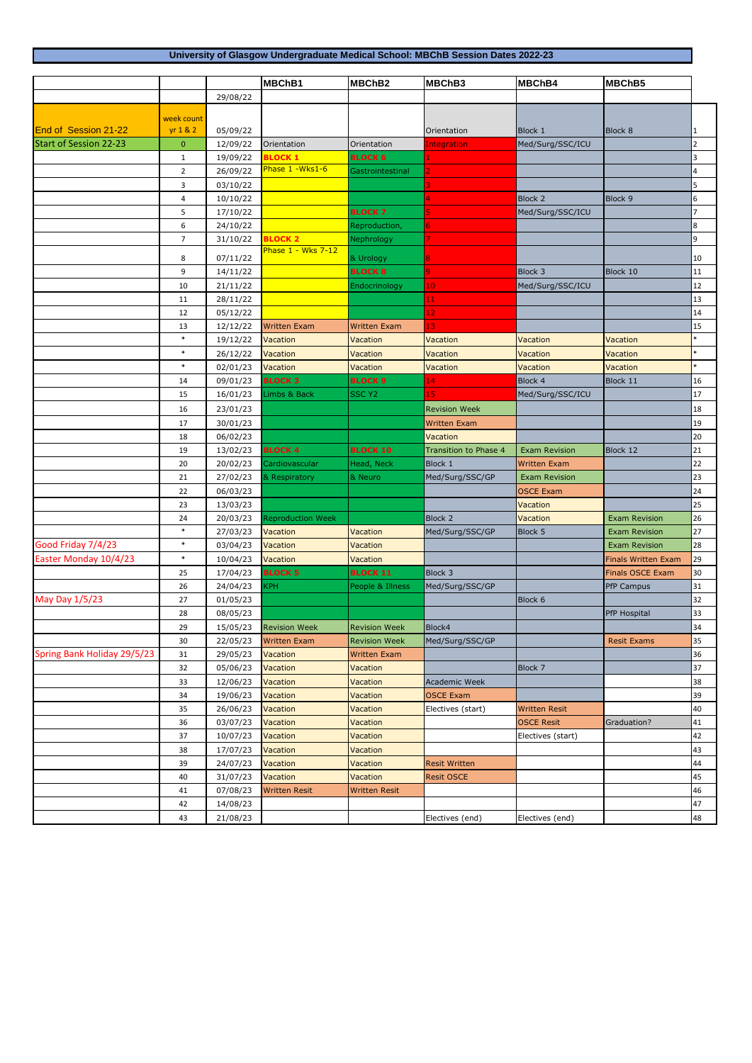# University of Glasgow Undergraduate Medical School: MBChB Session Dates 2022-23

| | | | MBChB1 | MBChB2 | MBChB3 | MBChB4 | MBChB5 | |
|---|---|---|---|---|---|---|---|---|
| | | 29/08/22 | | | | | | |
| End of Session 21-22 | week count yr 1 & 2 | 05/09/22 | | | Orientation | Block 1 | Block 8 | 1 |
| Start of Session 22-23 | 0 | 12/09/22 | Orientation | Orientation | Integration | Med/Surg/SSC/ICU | | 2 |
| | 1 | 19/09/22 | BLOCK 1 | BLOCK 6 | 1 | | | 3 |
| | 2 | 26/09/22 | Phase 1 -Wks1-6 | Gastrointestinal | 2 | | | 4 |
| | 3 | 03/10/22 | | | 3 | | | 5 |
| | 4 | 10/10/22 | | | 4 | Block 2 | Block 9 | 6 |
| | 5 | 17/10/22 | | BLOCK 7 | 5 | Med/Surg/SSC/ICU | | 7 |
| | 6 | 24/10/22 | | Reproduction, | 6 | | | 8 |
| | 7 | 31/10/22 | BLOCK 2 | Nephrology | 7 | | | 9 |
| | 8 | 07/11/22 | Phase 1 - Wks 7-12 | & Urology | 8 | | | 10 |
| | 9 | 14/11/22 | | BLOCK 8 | 9 | Block 3 | Block 10 | 11 |
| | 10 | 21/11/22 | | Endocrinology | 10 | Med/Surg/SSC/ICU | | 12 |
| | 11 | 28/11/22 | | | 11 | | | 13 |
| | 12 | 05/12/22 | | | 12 | | | 14 |
| | 13 | 12/12/22 | Written Exam | Written Exam | 13 | | | 15 |
| | * | 19/12/22 | Vacation | Vacation | Vacation | Vacation | Vacation | * |
| | * | 26/12/22 | Vacation | Vacation | Vacation | Vacation | Vacation | * |
| | * | 02/01/23 | Vacation | Vacation | Vacation | Vacation | Vacation | * |
| | 14 | 09/01/23 | BLOCK 3 | BLOCK 9 | 14 | Block 4 | Block 11 | 16 |
| | 15 | 16/01/23 | Limbs & Back | SSC Y2 | 15 | Med/Surg/SSC/ICU | | 17 |
| | 16 | 23/01/23 | | | Revision Week | | | 18 |
| | 17 | 30/01/23 | | | Written Exam | | | 19 |
| | 18 | 06/02/23 | | | Vacation | | | 20 |
| | 19 | 13/02/23 | BLOCK 4 | BLOCK 10 | Transition to Phase 4 | Exam Revision | Block 12 | 21 |
| | 20 | 20/02/23 | Cardiovascular | Head, Neck | Block 1 | Written Exam | | 22 |
| | 21 | 27/02/23 | & Respiratory | & Neuro | Med/Surg/SSC/GP | Exam Revision | | 23 |
| | 22 | 06/03/23 | | | | OSCE Exam | | 24 |
| | 23 | 13/03/23 | | | | Vacation | | 25 |
| | 24 | 20/03/23 | Reproduction Week | | Block 2 | Vacation | Exam Revision | 26 |
| | * | 27/03/23 | Vacation | Vacation | Med/Surg/SSC/GP | Block 5 | Exam Revision | 27 |
| Good Friday 7/4/23 | * | 03/04/23 | Vacation | Vacation | | | Exam Revision | 28 |
| Easter Monday 10/4/23 | * | 10/04/23 | Vacation | Vacation | | | Finals Written Exam | 29 |
| | 25 | 17/04/23 | BLOCK 5 | BLOCK 11 | Block 3 | | Finals OSCE Exam | 30 |
| | 26 | 24/04/23 | KPH | People & Illness | Med/Surg/SSC/GP | | PfP Campus | 31 |
| May Day 1/5/23 | 27 | 01/05/23 | | | | Block 6 | | 32 |
| | 28 | 08/05/23 | | | | | PfP Hospital | 33 |
| | 29 | 15/05/23 | Revision Week | Revision Week | Block4 | | | 34 |
| | 30 | 22/05/23 | Written Exam | Revision Week | Med/Surg/SSC/GP | | Resit Exams | 35 |
| Spring Bank Holiday 29/5/23 | 31 | 29/05/23 | Vacation | Written Exam | | | | 36 |
| | 32 | 05/06/23 | Vacation | Vacation | | Block 7 | | 37 |
| | 33 | 12/06/23 | Vacation | Vacation | Academic Week | | | 38 |
| | 34 | 19/06/23 | Vacation | Vacation | OSCE Exam | | | 39 |
| | 35 | 26/06/23 | Vacation | Vacation | Electives (start) | Written Resit | | 40 |
| | 36 | 03/07/23 | Vacation | Vacation | | OSCE Resit | Graduation? | 41 |
| | 37 | 10/07/23 | Vacation | Vacation | | Electives (start) | | 42 |
| | 38 | 17/07/23 | Vacation | Vacation | | | | 43 |
| | 39 | 24/07/23 | Vacation | Vacation | Resit Written | | | 44 |
| | 40 | 31/07/23 | Vacation | Vacation | Resit OSCE | | | 45 |
| | 41 | 07/08/23 | Written Resit | Written Resit | | | | 46 |
| | 42 | 14/08/23 | | | | | | 47 |
| | 43 | 21/08/23 | | | Electives (end) | Electives (end) | | 48 |